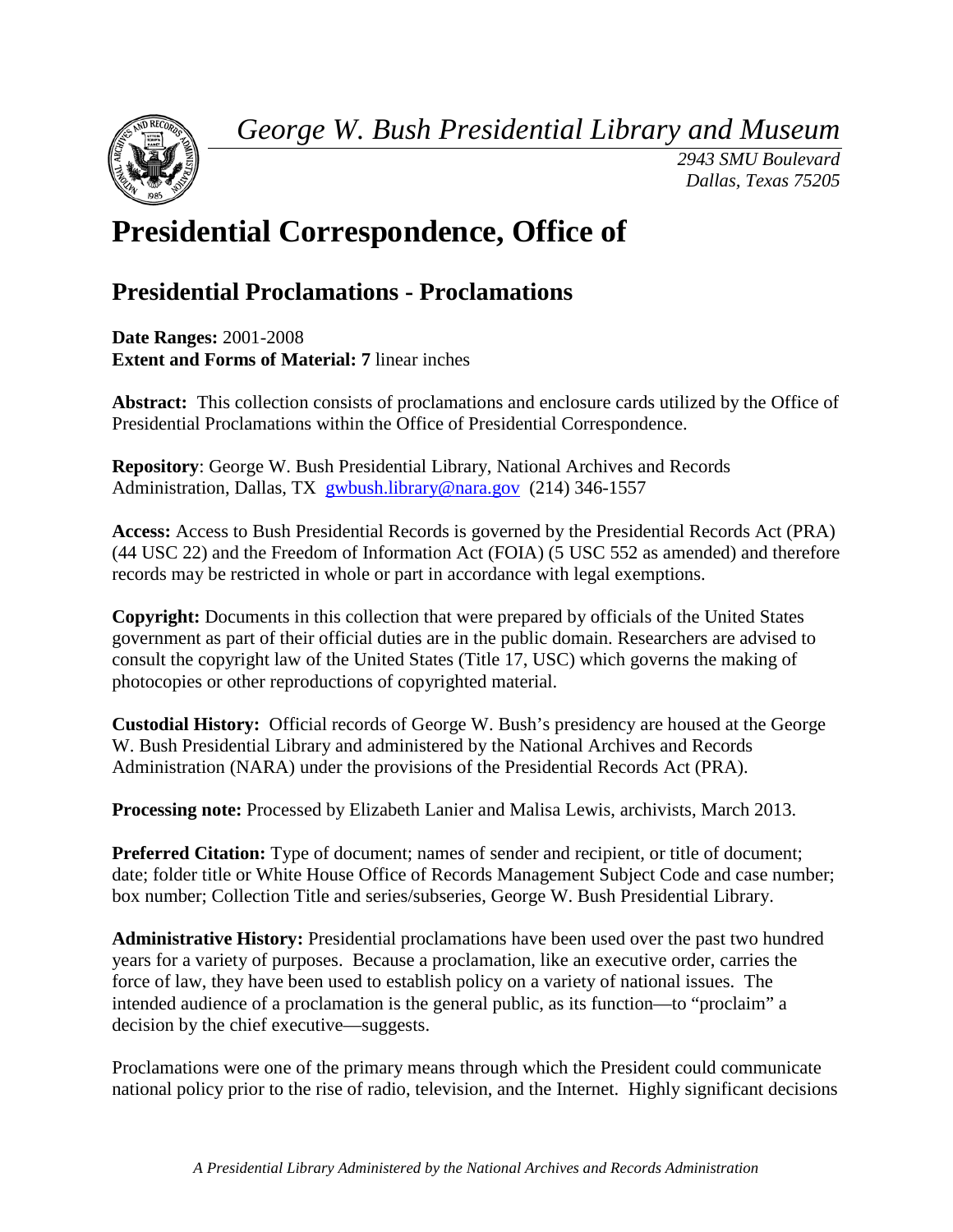*George W. Bush Presidential Library and Museum*

*2943 SMU Boulevard*
*Dallas, Texas 75205*

# Presidential Correspondence, Office of

## Presidential Proclamations - Proclamations

**Date Ranges:** 2001-2008
**Extent and Forms of Material: 7** linear inches

**Abstract:** This collection consists of proclamations and enclosure cards utilized by the Office of Presidential Proclamations within the Office of Presidential Correspondence.

**Repository**: George W. Bush Presidential Library, National Archives and Records Administration, Dallas, TX gwbush.library@nara.gov (214) 346-1557

**Access:** Access to Bush Presidential Records is governed by the Presidential Records Act (PRA) (44 USC 22) and the Freedom of Information Act (FOIA) (5 USC 552 as amended) and therefore records may be restricted in whole or part in accordance with legal exemptions.

**Copyright:** Documents in this collection that were prepared by officials of the United States government as part of their official duties are in the public domain. Researchers are advised to consult the copyright law of the United States (Title 17, USC) which governs the making of photocopies or other reproductions of copyrighted material.

**Custodial History:** Official records of George W. Bush's presidency are housed at the George W. Bush Presidential Library and administered by the National Archives and Records Administration (NARA) under the provisions of the Presidential Records Act (PRA).

**Processing note:** Processed by Elizabeth Lanier and Malisa Lewis, archivists, March 2013.

**Preferred Citation:** Type of document; names of sender and recipient, or title of document; date; folder title or White House Office of Records Management Subject Code and case number; box number; Collection Title and series/subseries, George W. Bush Presidential Library.

**Administrative History:** Presidential proclamations have been used over the past two hundred years for a variety of purposes. Because a proclamation, like an executive order, carries the force of law, they have been used to establish policy on a variety of national issues. The intended audience of a proclamation is the general public, as its function—to "proclaim" a decision by the chief executive—suggests.

Proclamations were one of the primary means through which the President could communicate national policy prior to the rise of radio, television, and the Internet. Highly significant decisions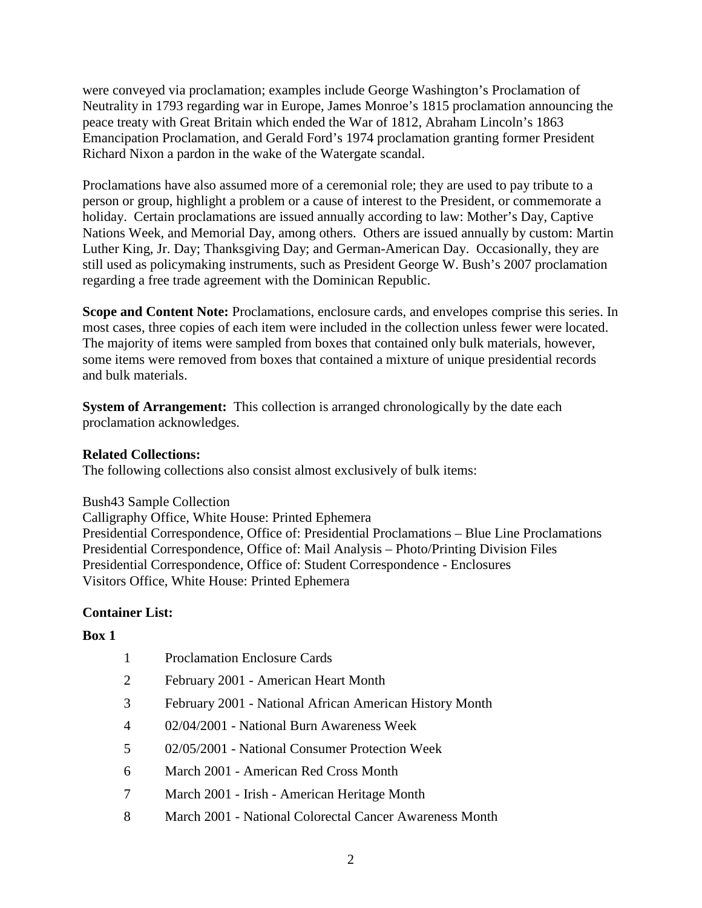were conveyed via proclamation; examples include George Washington's Proclamation of Neutrality in 1793 regarding war in Europe, James Monroe's 1815 proclamation announcing the peace treaty with Great Britain which ended the War of 1812, Abraham Lincoln's 1863 Emancipation Proclamation, and Gerald Ford's 1974 proclamation granting former President Richard Nixon a pardon in the wake of the Watergate scandal.

Proclamations have also assumed more of a ceremonial role; they are used to pay tribute to a person or group, highlight a problem or a cause of interest to the President, or commemorate a holiday. Certain proclamations are issued annually according to law: Mother's Day, Captive Nations Week, and Memorial Day, among others. Others are issued annually by custom: Martin Luther King, Jr. Day; Thanksgiving Day; and German-American Day. Occasionally, they are still used as policymaking instruments, such as President George W. Bush's 2007 proclamation regarding a free trade agreement with the Dominican Republic.

**Scope and Content Note:** Proclamations, enclosure cards, and envelopes comprise this series. In most cases, three copies of each item were included in the collection unless fewer were located. The majority of items were sampled from boxes that contained only bulk materials, however, some items were removed from boxes that contained a mixture of unique presidential records and bulk materials.

**System of Arrangement:** This collection is arranged chronologically by the date each proclamation acknowledges.

**Related Collections:**
The following collections also consist almost exclusively of bulk items:

Bush43 Sample Collection
Calligraphy Office, White House: Printed Ephemera
Presidential Correspondence, Office of: Presidential Proclamations – Blue Line Proclamations
Presidential Correspondence, Office of: Mail Analysis – Photo/Printing Division Files
Presidential Correspondence, Office of: Student Correspondence - Enclosures
Visitors Office, White House: Printed Ephemera

**Container List:**

**Box 1**

1 Proclamation Enclosure Cards
2 February 2001 - American Heart Month
3 February 2001 - National African American History Month
4 02/04/2001 - National Burn Awareness Week
5 02/05/2001 - National Consumer Protection Week
6 March 2001 - American Red Cross Month
7 March 2001 - Irish - American Heritage Month
8 March 2001 - National Colorectal Cancer Awareness Month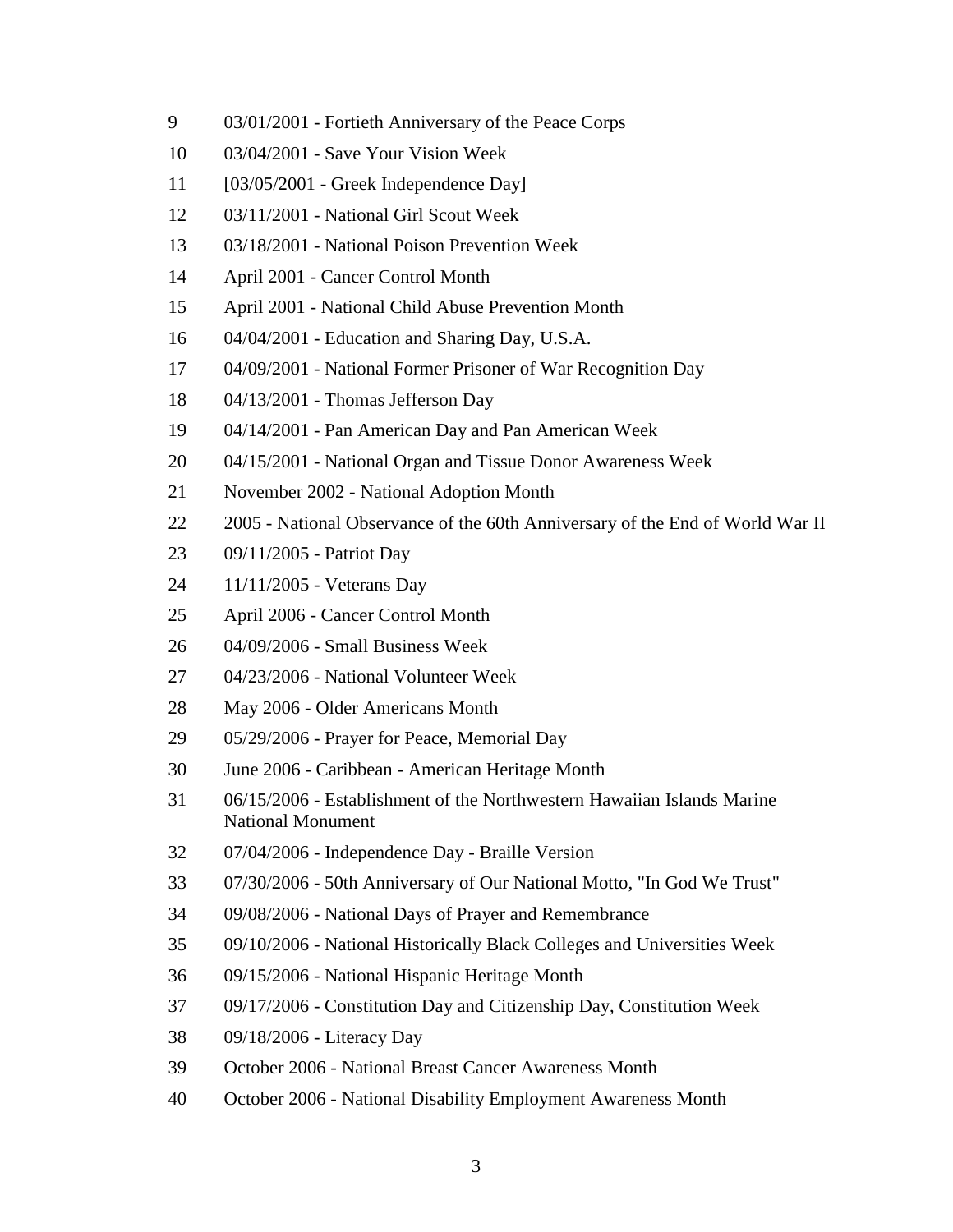9 03/01/2001 - Fortieth Anniversary of the Peace Corps

10 03/04/2001 - Save Your Vision Week

11 [03/05/2001 - Greek Independence Day]

12 03/11/2001 - National Girl Scout Week

13 03/18/2001 - National Poison Prevention Week

14 April 2001 - Cancer Control Month

15 April 2001 - National Child Abuse Prevention Month

16 04/04/2001 - Education and Sharing Day, U.S.A.

17 04/09/2001 - National Former Prisoner of War Recognition Day

18 04/13/2001 - Thomas Jefferson Day

19 04/14/2001 - Pan American Day and Pan American Week

20 04/15/2001 - National Organ and Tissue Donor Awareness Week

21 November 2002 - National Adoption Month

22 2005 - National Observance of the 60th Anniversary of the End of World War II

23 09/11/2005 - Patriot Day

24 11/11/2005 - Veterans Day

25 April 2006 - Cancer Control Month

26 04/09/2006 - Small Business Week

27 04/23/2006 - National Volunteer Week

28 May 2006 - Older Americans Month

29 05/29/2006 - Prayer for Peace, Memorial Day

30 June 2006 - Caribbean - American Heritage Month

31 06/15/2006 - Establishment of the Northwestern Hawaiian Islands Marine National Monument

32 07/04/2006 - Independence Day - Braille Version

33 07/30/2006 - 50th Anniversary of Our National Motto, "In God We Trust"

34 09/08/2006 - National Days of Prayer and Remembrance

35 09/10/2006 - National Historically Black Colleges and Universities Week

36 09/15/2006 - National Hispanic Heritage Month

37 09/17/2006 - Constitution Day and Citizenship Day, Constitution Week

38 09/18/2006 - Literacy Day

39 October 2006 - National Breast Cancer Awareness Month

40 October 2006 - National Disability Employment Awareness Month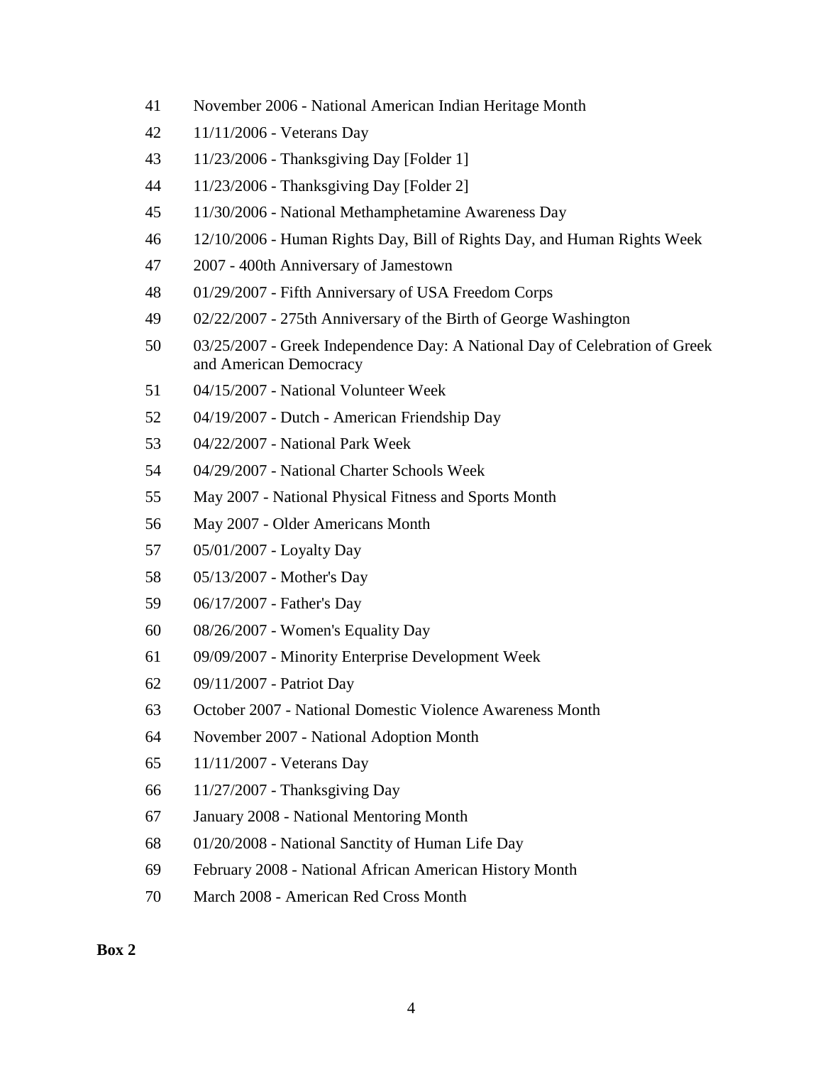41 November 2006 - National American Indian Heritage Month

42 11/11/2006 - Veterans Day

43 11/23/2006 - Thanksgiving Day [Folder 1]

44 11/23/2006 - Thanksgiving Day [Folder 2]

45 11/30/2006 - National Methamphetamine Awareness Day

46 12/10/2006 - Human Rights Day, Bill of Rights Day, and Human Rights Week

47 2007 - 400th Anniversary of Jamestown

48 01/29/2007 - Fifth Anniversary of USA Freedom Corps

49 02/22/2007 - 275th Anniversary of the Birth of George Washington

50 03/25/2007 - Greek Independence Day: A National Day of Celebration of Greek and American Democracy

51 04/15/2007 - National Volunteer Week

52 04/19/2007 - Dutch - American Friendship Day

53 04/22/2007 - National Park Week

54 04/29/2007 - National Charter Schools Week

55 May 2007 - National Physical Fitness and Sports Month

56 May 2007 - Older Americans Month

57 05/01/2007 - Loyalty Day

58 05/13/2007 - Mother's Day

59 06/17/2007 - Father's Day

60 08/26/2007 - Women's Equality Day

61 09/09/2007 - Minority Enterprise Development Week

62 09/11/2007 - Patriot Day

63 October 2007 - National Domestic Violence Awareness Month

64 November 2007 - National Adoption Month

65 11/11/2007 - Veterans Day

66 11/27/2007 - Thanksgiving Day

67 January 2008 - National Mentoring Month

68 01/20/2008 - National Sanctity of Human Life Day

69 February 2008 - National African American History Month

70 March 2008 - American Red Cross Month

**Box 2**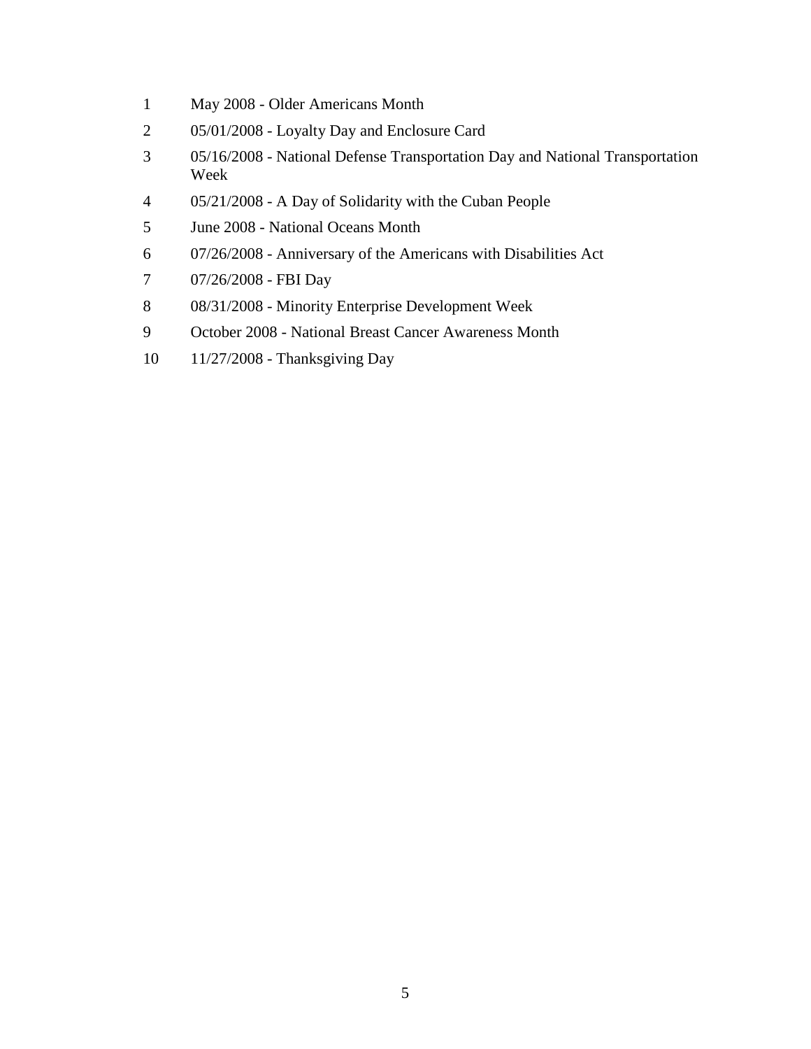1. May 2008 - Older Americans Month
2. 05/01/2008 - Loyalty Day and Enclosure Card
3. 05/16/2008 - National Defense Transportation Day and National Transportation Week
4. 05/21/2008 - A Day of Solidarity with the Cuban People
5. June 2008 - National Oceans Month
6. 07/26/2008 - Anniversary of the Americans with Disabilities Act
7. 07/26/2008 - FBI Day
8. 08/31/2008 - Minority Enterprise Development Week
9. October 2008 - National Breast Cancer Awareness Month
10. 11/27/2008 - Thanksgiving Day